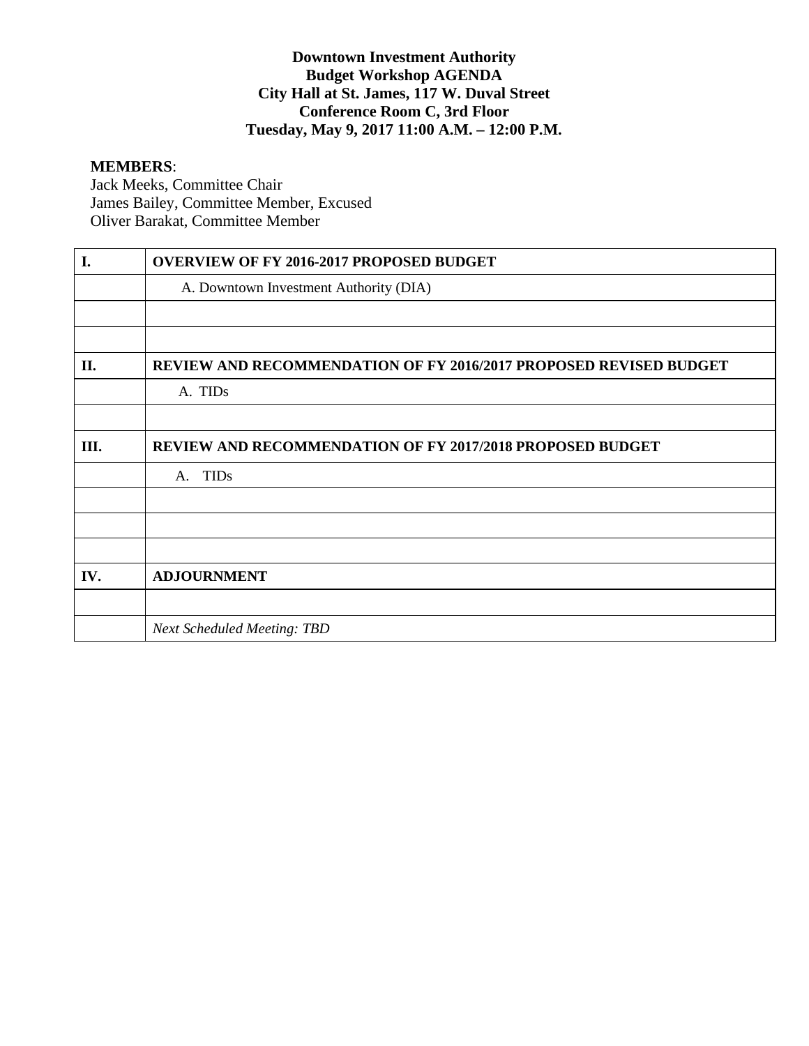**Downtown Investment Authority**
**Budget Workshop AGENDA**
**City Hall at St. James, 117 W. Duval Street**
**Conference Room C, 3rd Floor**
**Tuesday, May 9, 2017 11:00 A.M. – 12:00 P.M.**

**MEMBERS**:
Jack Meeks, Committee Chair
James Bailey, Committee Member, Excused
Oliver Barakat, Committee Member

| | |
|---|---|
| **I.** | **OVERVIEW OF FY 2016-2017 PROPOSED BUDGET** |
| | A. Downtown Investment Authority (DIA) |
| | |
| | |
| **II.** | **REVIEW AND RECOMMENDATION OF FY 2016/2017 PROPOSED REVISED BUDGET** |
| | A. TIDs |
| | |
| **III.** | **REVIEW AND RECOMMENDATION OF FY 2017/2018 PROPOSED BUDGET** |
| | A. TIDs |
| | |
| | |
| | |
| **IV.** | **ADJOURNMENT** |
| | |
| | *Next Scheduled Meeting: TBD* |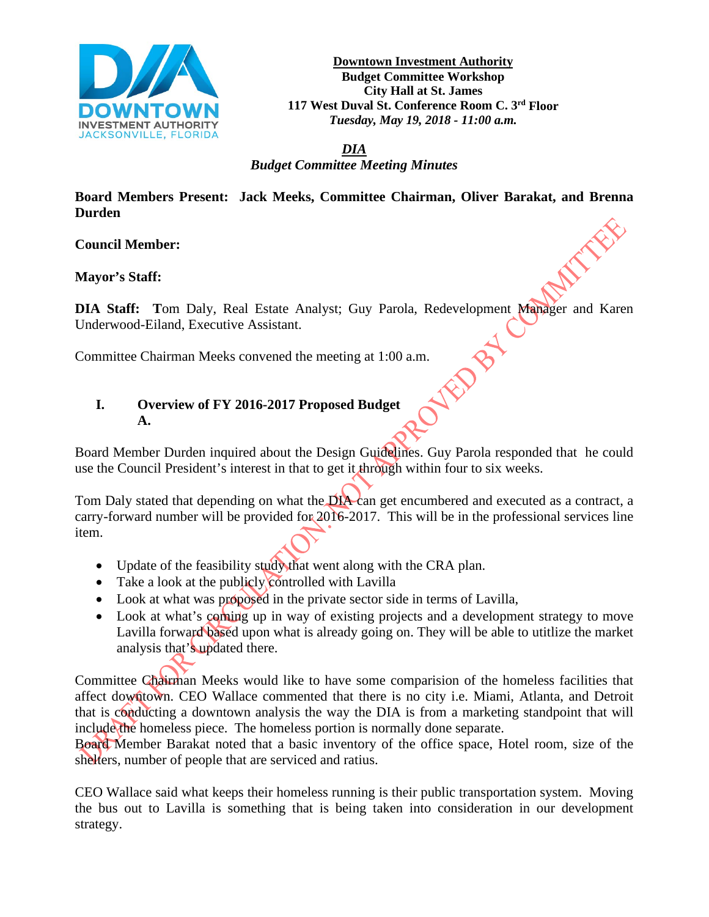**Downtown Investment Authority**
**Budget Committee Workshop**
**City Hall at St. James**
**117 West Duval St. Conference Room C. 3rd Floor**
***Tuesday, May 19, 2018 - 11:00 a.m.***

***DIA***
***Budget Committee Meeting Minutes***

**Board Members Present: Jack Meeks, Committee Chairman, Oliver Barakat, and Brenna Durden**

**Council Member:**

**Mayor's Staff:**

**DIA Staff:** Tom Daly, Real Estate Analyst; Guy Parola, Redevelopment Manager and Karen Underwood-Eiland, Executive Assistant.

Committee Chairman Meeks convened the meeting at 1:00 a.m.

**I. Overview of FY 2016-2017 Proposed Budget**
**A.**

Board Member Durden inquired about the Design Guidelines. Guy Parola responded that he could use the Council President's interest in that to get it through within four to six weeks.

Tom Daly stated that depending on what the DIA can get encumbered and executed as a contract, a carry-forward number will be provided for 2016-2017. This will be in the professional services line item.

- Update of the feasibility study that went along with the CRA plan.
- Take a look at the publicly controlled with Lavilla
- Look at what was proposed in the private sector side in terms of Lavilla,
- Look at what's coming up in way of existing projects and a development strategy to move Lavilla forward based upon what is already going on. They will be able to utitlize the market analysis that's updated there.

Committee Chairman Meeks would like to have some comparision of the homeless facilities that affect downtown. CEO Wallace commented that there is no city i.e. Miami, Atlanta, and Detroit that is conducting a downtown analysis the way the DIA is from a marketing standpoint that will include the homeless piece. The homeless portion is normally done separate.
Board Member Barakat noted that a basic inventory of the office space, Hotel room, size of the shelters, number of people that are serviced and ratius.

CEO Wallace said what keeps their homeless running is their public transportation system. Moving the bus out to Lavilla is something that is being taken into consideration in our development strategy.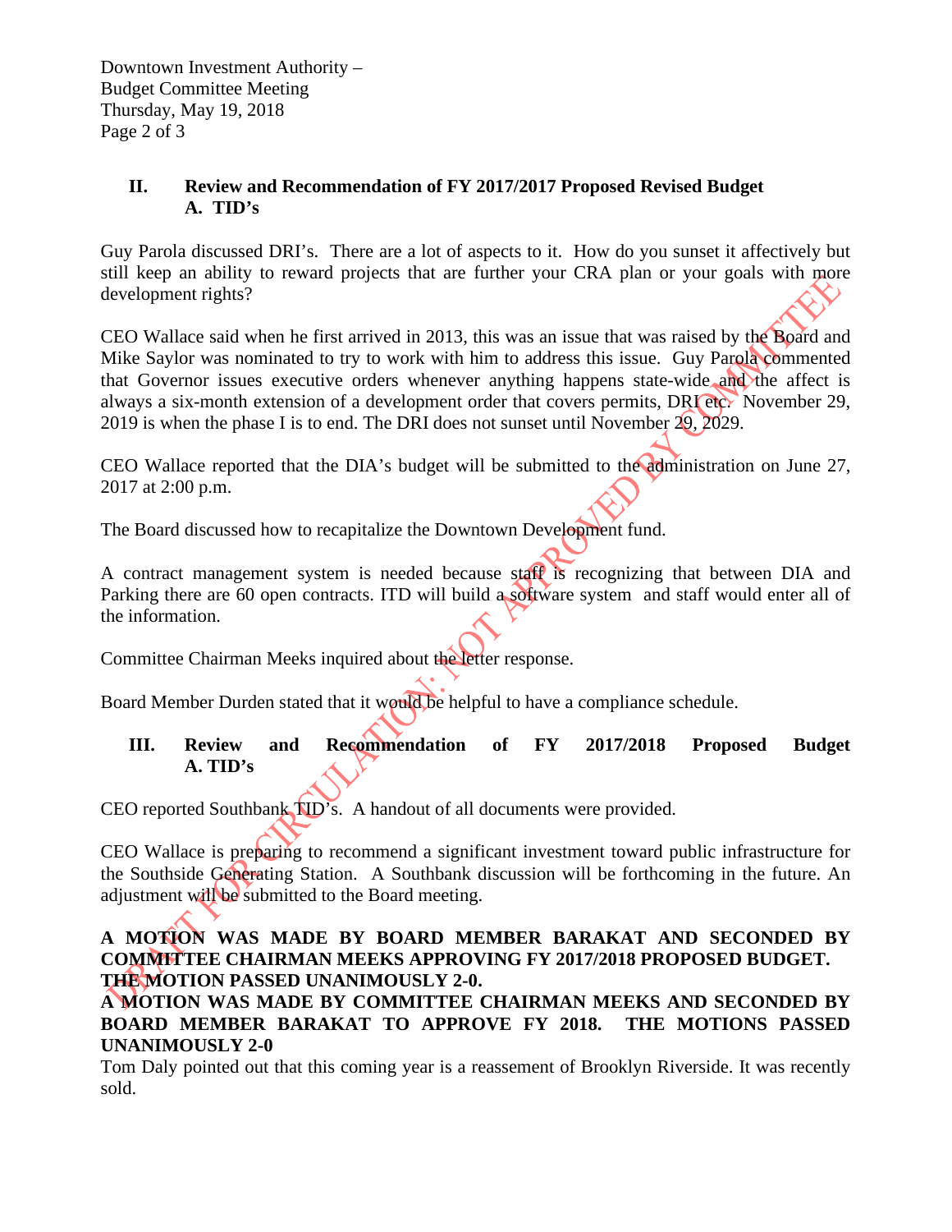## II. Review and Recommendation of FY 2017/2017 Proposed Revised Budget
### A. TID's

Guy Parola discussed DRI's. There are a lot of aspects to it. How do you sunset it affectively but still keep an ability to reward projects that are further your CRA plan or your goals with more development rights?

CEO Wallace said when he first arrived in 2013, this was an issue that was raised by the Board and Mike Saylor was nominated to try to work with him to address this issue. Guy Parola commented that Governor issues executive orders whenever anything happens state-wide and the affect is always a six-month extension of a development order that covers permits, DRI etc. November 29, 2019 is when the phase I is to end. The DRI does not sunset until November 29, 2029.

CEO Wallace reported that the DIA's budget will be submitted to the administration on June 27, 2017 at 2:00 p.m.

The Board discussed how to recapitalize the Downtown Development fund.

A contract management system is needed because staff is recognizing that between DIA and Parking there are 60 open contracts. ITD will build a software system and staff would enter all of the information.

Committee Chairman Meeks inquired about the letter response.

Board Member Durden stated that it would be helpful to have a compliance schedule.

## III. Review and Recommendation of FY 2017/2018 Proposed Budget
### A. TID's

CEO reported Southbank TID's. A handout of all documents were provided.

CEO Wallace is preparing to recommend a significant investment toward public infrastructure for the Southside Generating Station. A Southbank discussion will be forthcoming in the future. An adjustment will be submitted to the Board meeting.

**A MOTION WAS MADE BY BOARD MEMBER BARAKAT AND SECONDED BY COMMITTEE CHAIRMAN MEEKS APPROVING FY 2017/2018 PROPOSED BUDGET. THE MOTION PASSED UNANIMOUSLY 2-0.**

**A MOTION WAS MADE BY COMMITTEE CHAIRMAN MEEKS AND SECONDED BY BOARD MEMBER BARAKAT TO APPROVE FY 2018. THE MOTIONS PASSED UNANIMOUSLY 2-0**

Tom Daly pointed out that this coming year is a reassement of Brooklyn Riverside. It was recently sold.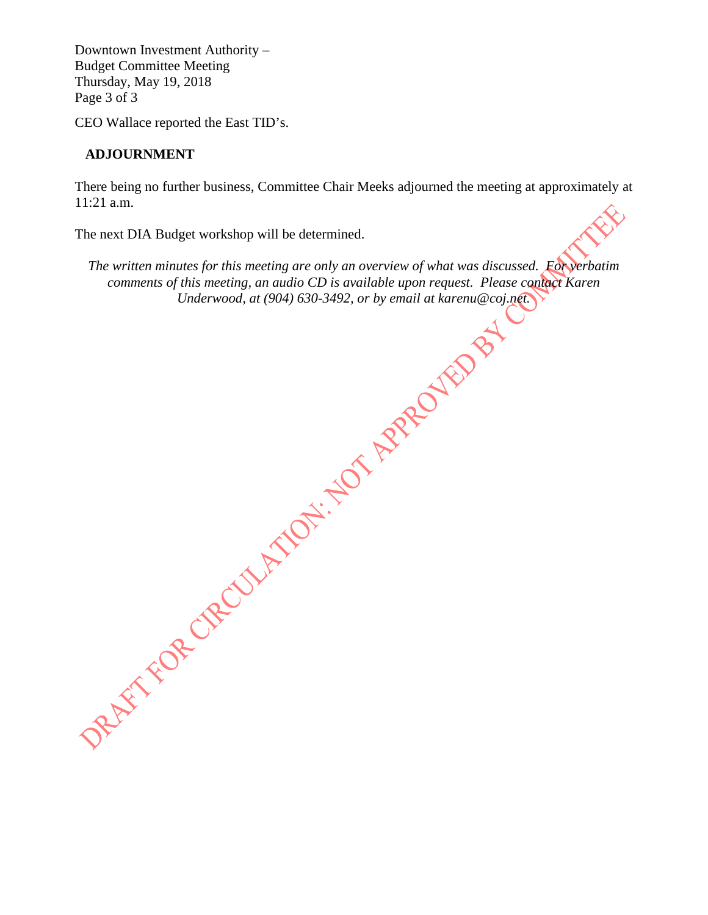CEO Wallace reported the East TID's.

**ADJOURNMENT**

There being no further business, Committee Chair Meeks adjourned the meeting at approximately at 11:21 a.m.

The next DIA Budget workshop will be determined.

*The written minutes for this meeting are only an overview of what was discussed. For verbatim comments of this meeting, an audio CD is available upon request. Please contact Karen Underwood, at (904) 630-3492, or by email at karenu@coj.net.*

DRAFT FOR CIRCULATION: NOT APPROVED BY COMMITTEE